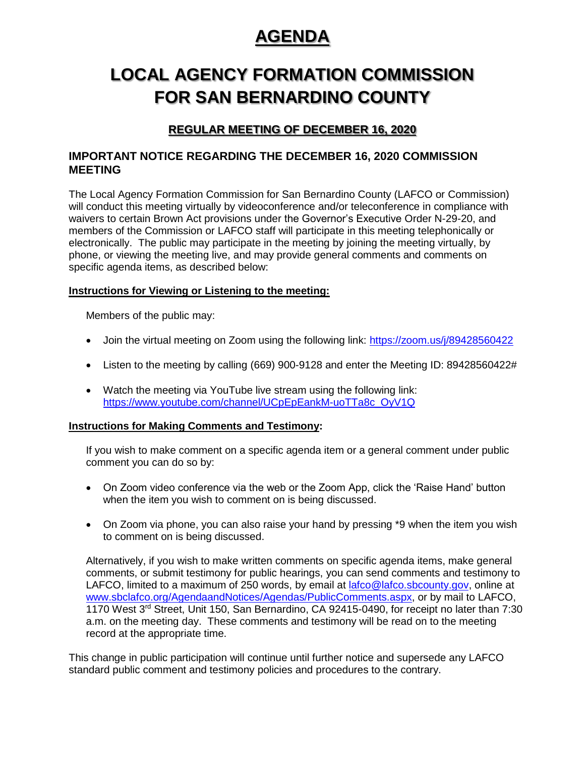# AGENDA

# LOCAL AGENCY FORMATION COMMISSION FOR SAN BERNARDINO COUNTY

## REGULAR MEETING OF DECEMBER 16, 2020

### IMPORTANT NOTICE REGARDING THE DECEMBER 16, 2020 COMMISSION MEETING

The Local Agency Formation Commission for San Bernardino County (LAFCO or Commission) will conduct this meeting virtually by videoconference and/or teleconference in compliance with waivers to certain Brown Act provisions under the Governor's Executive Order N-29-20, and members of the Commission or LAFCO staff will participate in this meeting telephonically or electronically. The public may participate in the meeting by joining the meeting virtually, by phone, or viewing the meeting live, and may provide general comments and comments on specific agenda items, as described below:

**Instructions for Viewing or Listening to the meeting:**

Members of the public may:

- Join the virtual meeting on Zoom using the following link: https://zoom.us/j/89428560422
- Listen to the meeting by calling (669) 900-9128 and enter the Meeting ID: 89428560422#
- Watch the meeting via YouTube live stream using the following link: https://www.youtube.com/channel/UCpEpEankM-uoTTa8c_OyV1Q

**Instructions for Making Comments and Testimony:**

If you wish to make comment on a specific agenda item or a general comment under public comment you can do so by:

- On Zoom video conference via the web or the Zoom App, click the 'Raise Hand' button when the item you wish to comment on is being discussed.
- On Zoom via phone, you can also raise your hand by pressing *9 when the item you wish to comment on is being discussed.

Alternatively, if you wish to make written comments on specific agenda items, make general comments, or submit testimony for public hearings, you can send comments and testimony to LAFCO, limited to a maximum of 250 words, by email at lafco@lafco.sbcounty.gov, online at www.sbclafco.org/AgendaandNotices/Agendas/PublicComments.aspx, or by mail to LAFCO, 1170 West 3rd Street, Unit 150, San Bernardino, CA 92415-0490, for receipt no later than 7:30 a.m. on the meeting day. These comments and testimony will be read on to the meeting record at the appropriate time.

This change in public participation will continue until further notice and supersede any LAFCO standard public comment and testimony policies and procedures to the contrary.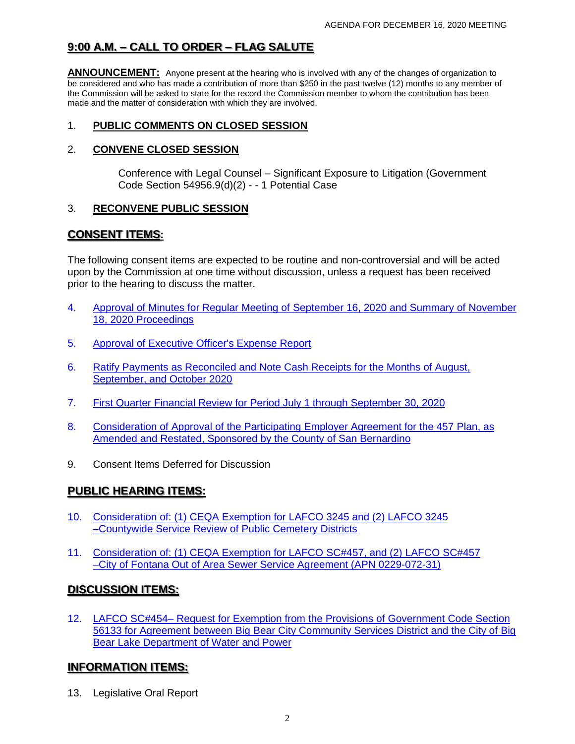## 9:00 A.M. – CALL TO ORDER – FLAG SALUTE

**ANNOUNCEMENT:** Anyone present at the hearing who is involved with any of the changes of organization to be considered and who has made a contribution of more than $250 in the past twelve (12) months to any member of the Commission will be asked to state for the record the Commission member to whom the contribution has been made and the matter of consideration with which they are involved.

1. **PUBLIC COMMENTS ON CLOSED SESSION**

2. **CONVENE CLOSED SESSION**

   Conference with Legal Counsel – Significant Exposure to Litigation (Government Code Section 54956.9(d)(2) - - 1 Potential Case

3. **RECONVENE PUBLIC SESSION**

## CONSENT ITEMS:

The following consent items are expected to be routine and non-controversial and will be acted upon by the Commission at one time without discussion, unless a request has been received prior to the hearing to discuss the matter.

4. Approval of Minutes for Regular Meeting of September 16, 2020 and Summary of November 18, 2020 Proceedings

5. Approval of Executive Officer's Expense Report

6. Ratify Payments as Reconciled and Note Cash Receipts for the Months of August, September, and October 2020

7. First Quarter Financial Review for Period July 1 through September 30, 2020

8. Consideration of Approval of the Participating Employer Agreement for the 457 Plan, as Amended and Restated, Sponsored by the County of San Bernardino

9. Consent Items Deferred for Discussion

## PUBLIC HEARING ITEMS:

10. Consideration of: (1) CEQA Exemption for LAFCO 3245 and (2) LAFCO 3245 –Countywide Service Review of Public Cemetery Districts

11. Consideration of: (1) CEQA Exemption for LAFCO SC#457, and (2) LAFCO SC#457 –City of Fontana Out of Area Sewer Service Agreement (APN 0229-072-31)

## DISCUSSION ITEMS:

12. LAFCO SC#454– Request for Exemption from the Provisions of Government Code Section 56133 for Agreement between Big Bear City Community Services District and the City of Big Bear Lake Department of Water and Power

## INFORMATION ITEMS:

13. Legislative Oral Report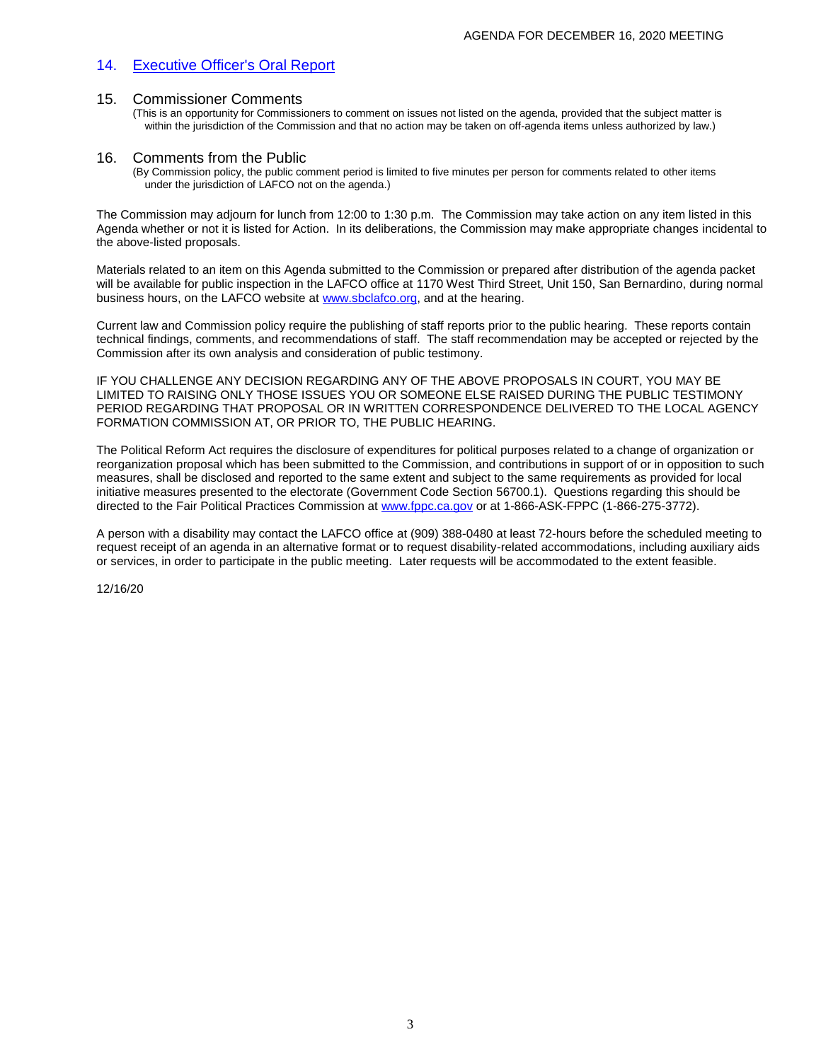## 14. [Executive Officer's Oral Report](#)

## 15. Commissioner Comments

(This is an opportunity for Commissioners to comment on issues not listed on the agenda, provided that the subject matter is within the jurisdiction of the Commission and that no action may be taken on off-agenda items unless authorized by law.)

## 16. Comments from the Public

(By Commission policy, the public comment period is limited to five minutes per person for comments related to other items under the jurisdiction of LAFCO not on the agenda.)

The Commission may adjourn for lunch from 12:00 to 1:30 p.m. The Commission may take action on any item listed in this Agenda whether or not it is listed for Action. In its deliberations, the Commission may make appropriate changes incidental to the above-listed proposals.

Materials related to an item on this Agenda submitted to the Commission or prepared after distribution of the agenda packet will be available for public inspection in the LAFCO office at 1170 West Third Street, Unit 150, San Bernardino, during normal business hours, on the LAFCO website at [www.sbclafco.org](http://www.sbclafco.org), and at the hearing.

Current law and Commission policy require the publishing of staff reports prior to the public hearing. These reports contain technical findings, comments, and recommendations of staff. The staff recommendation may be accepted or rejected by the Commission after its own analysis and consideration of public testimony.

IF YOU CHALLENGE ANY DECISION REGARDING ANY OF THE ABOVE PROPOSALS IN COURT, YOU MAY BE LIMITED TO RAISING ONLY THOSE ISSUES YOU OR SOMEONE ELSE RAISED DURING THE PUBLIC TESTIMONY PERIOD REGARDING THAT PROPOSAL OR IN WRITTEN CORRESPONDENCE DELIVERED TO THE LOCAL AGENCY FORMATION COMMISSION AT, OR PRIOR TO, THE PUBLIC HEARING.

The Political Reform Act requires the disclosure of expenditures for political purposes related to a change of organization or reorganization proposal which has been submitted to the Commission, and contributions in support of or in opposition to such measures, shall be disclosed and reported to the same extent and subject to the same requirements as provided for local initiative measures presented to the electorate (Government Code Section 56700.1). Questions regarding this should be directed to the Fair Political Practices Commission at [www.fppc.ca.gov](http://www.fppc.ca.gov) or at 1-866-ASK-FPPC (1-866-275-3772).

A person with a disability may contact the LAFCO office at (909) 388-0480 at least 72-hours before the scheduled meeting to request receipt of an agenda in an alternative format or to request disability-related accommodations, including auxiliary aids or services, in order to participate in the public meeting. Later requests will be accommodated to the extent feasible.

12/16/20